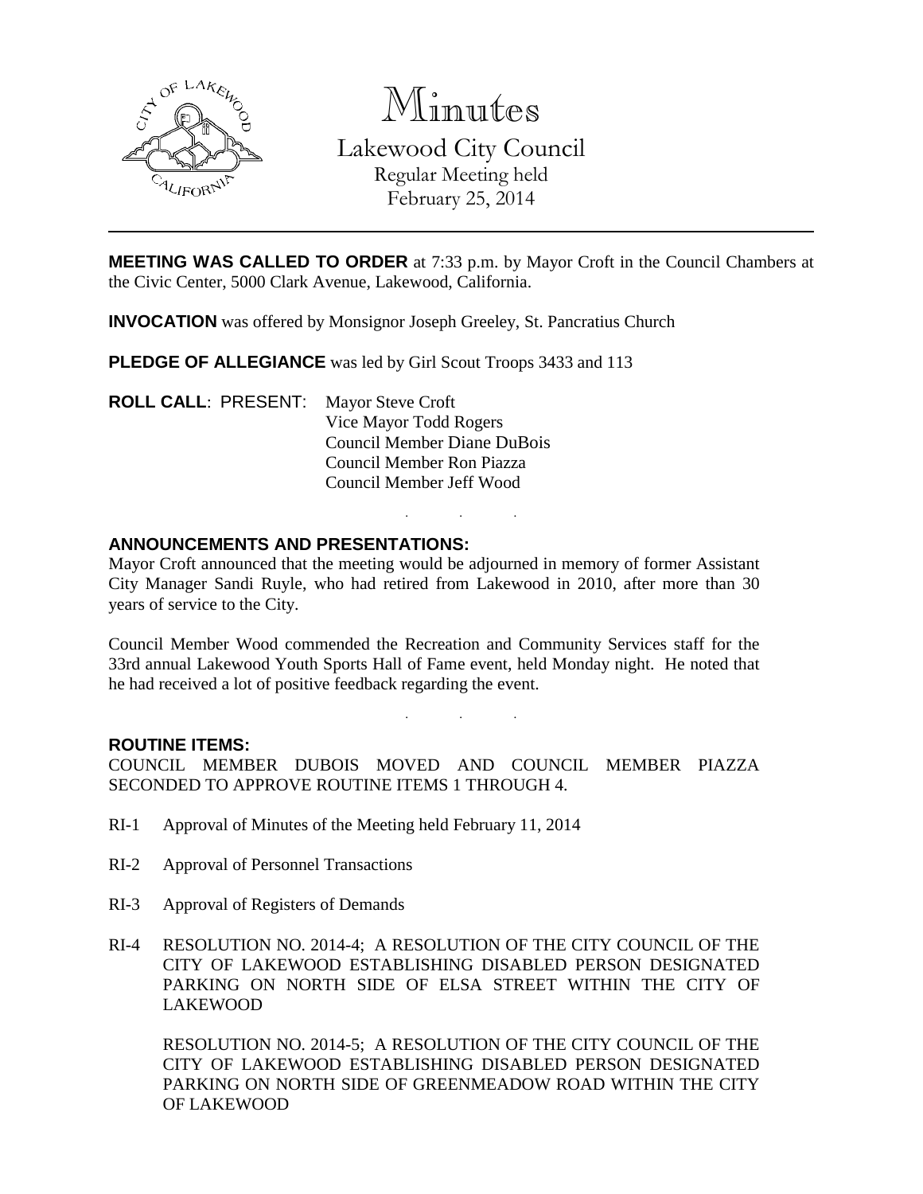# Minutes

## Lakewood City Council

Regular Meeting held
February 25, 2014

---

**MEETING WAS CALLED TO ORDER** at 7:33 p.m. by Mayor Croft in the Council Chambers at the Civic Center, 5000 Clark Avenue, Lakewood, California.

**INVOCATION** was offered by Monsignor Joseph Greeley, St. Pancratius Church

**PLEDGE OF ALLEGIANCE** was led by Girl Scout Troops 3433 and 113

**ROLL CALL**: PRESENT:
Mayor Steve Croft
Vice Mayor Todd Rogers
Council Member Diane DuBois
Council Member Ron Piazza
Council Member Jeff Wood

. . .

**ANNOUNCEMENTS AND PRESENTATIONS:**

Mayor Croft announced that the meeting would be adjourned in memory of former Assistant City Manager Sandi Ruyle, who had retired from Lakewood in 2010, after more than 30 years of service to the City.

Council Member Wood commended the Recreation and Community Services staff for the 33rd annual Lakewood Youth Sports Hall of Fame event, held Monday night. He noted that he had received a lot of positive feedback regarding the event.

. . .

**ROUTINE ITEMS:**

COUNCIL MEMBER DUBOIS MOVED AND COUNCIL MEMBER PIAZZA SECONDED TO APPROVE ROUTINE ITEMS 1 THROUGH 4.

RI-1 Approval of Minutes of the Meeting held February 11, 2014

RI-2 Approval of Personnel Transactions

RI-3 Approval of Registers of Demands

RI-4 RESOLUTION NO. 2014-4; A RESOLUTION OF THE CITY COUNCIL OF THE CITY OF LAKEWOOD ESTABLISHING DISABLED PERSON DESIGNATED PARKING ON NORTH SIDE OF ELSA STREET WITHIN THE CITY OF LAKEWOOD

RESOLUTION NO. 2014-5; A RESOLUTION OF THE CITY COUNCIL OF THE CITY OF LAKEWOOD ESTABLISHING DISABLED PERSON DESIGNATED PARKING ON NORTH SIDE OF GREENMEADOW ROAD WITHIN THE CITY OF LAKEWOOD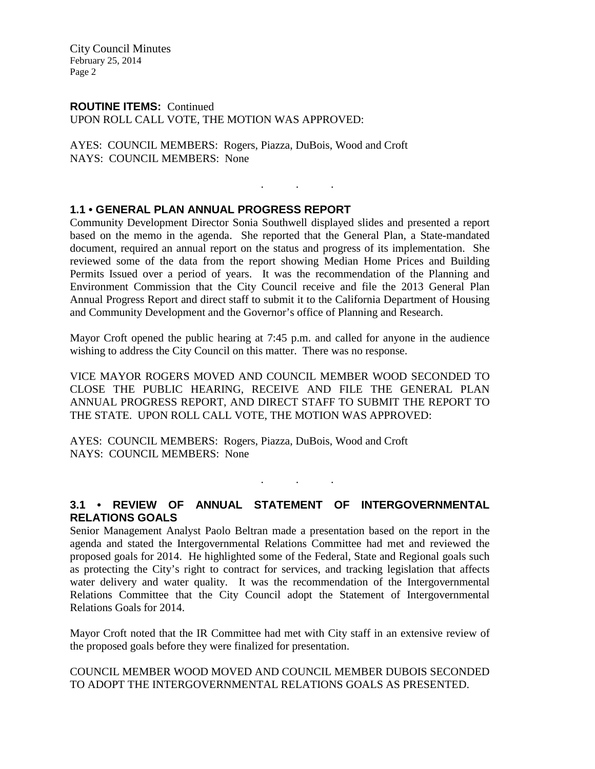**ROUTINE ITEMS:** Continued
UPON ROLL CALL VOTE, THE MOTION WAS APPROVED:

AYES: COUNCIL MEMBERS: Rogers, Piazza, DuBois, Wood and Croft
NAYS: COUNCIL MEMBERS: None

. . .

## 1.1 • GENERAL PLAN ANNUAL PROGRESS REPORT

Community Development Director Sonia Southwell displayed slides and presented a report based on the memo in the agenda. She reported that the General Plan, a State-mandated document, required an annual report on the status and progress of its implementation. She reviewed some of the data from the report showing Median Home Prices and Building Permits Issued over a period of years. It was the recommendation of the Planning and Environment Commission that the City Council receive and file the 2013 General Plan Annual Progress Report and direct staff to submit it to the California Department of Housing and Community Development and the Governor's office of Planning and Research.

Mayor Croft opened the public hearing at 7:45 p.m. and called for anyone in the audience wishing to address the City Council on this matter. There was no response.

VICE MAYOR ROGERS MOVED AND COUNCIL MEMBER WOOD SECONDED TO CLOSE THE PUBLIC HEARING, RECEIVE AND FILE THE GENERAL PLAN ANNUAL PROGRESS REPORT, AND DIRECT STAFF TO SUBMIT THE REPORT TO THE STATE. UPON ROLL CALL VOTE, THE MOTION WAS APPROVED:

AYES: COUNCIL MEMBERS: Rogers, Piazza, DuBois, Wood and Croft
NAYS: COUNCIL MEMBERS: None

. . .

## 3.1 • REVIEW OF ANNUAL STATEMENT OF INTERGOVERNMENTAL RELATIONS GOALS

Senior Management Analyst Paolo Beltran made a presentation based on the report in the agenda and stated the Intergovernmental Relations Committee had met and reviewed the proposed goals for 2014. He highlighted some of the Federal, State and Regional goals such as protecting the City's right to contract for services, and tracking legislation that affects water delivery and water quality. It was the recommendation of the Intergovernmental Relations Committee that the City Council adopt the Statement of Intergovernmental Relations Goals for 2014.

Mayor Croft noted that the IR Committee had met with City staff in an extensive review of the proposed goals before they were finalized for presentation.

COUNCIL MEMBER WOOD MOVED AND COUNCIL MEMBER DUBOIS SECONDED TO ADOPT THE INTERGOVERNMENTAL RELATIONS GOALS AS PRESENTED.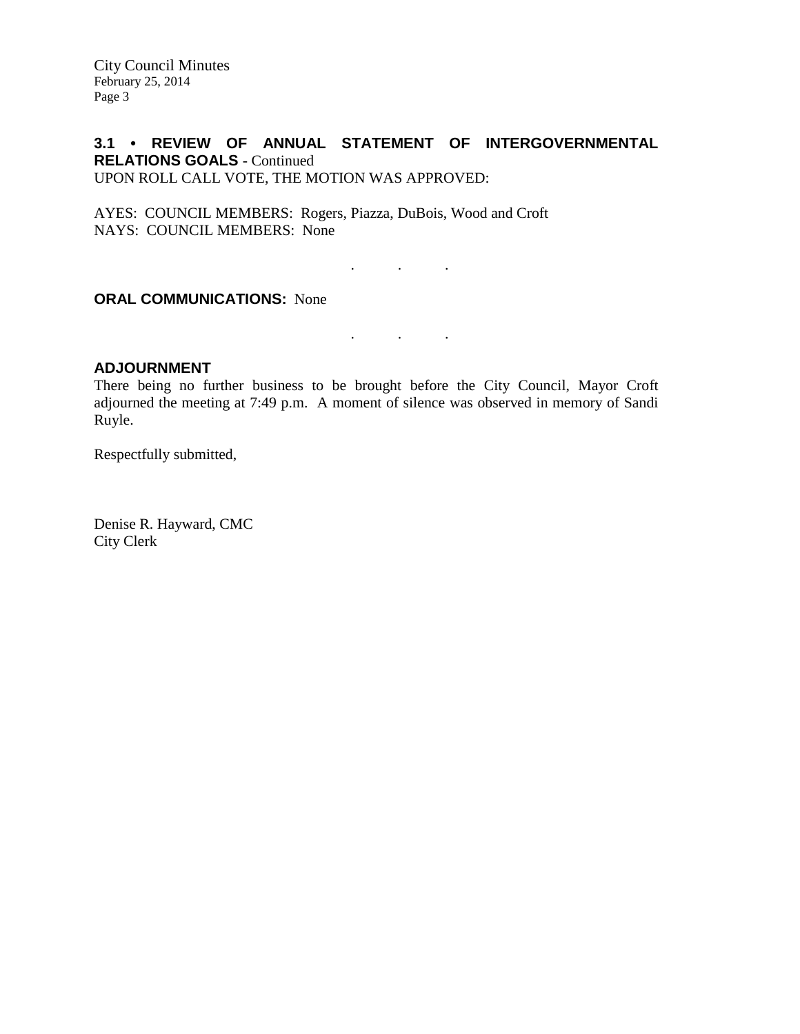**3.1 • REVIEW OF ANNUAL STATEMENT OF INTERGOVERNMENTAL RELATIONS GOALS** - Continued

UPON ROLL CALL VOTE, THE MOTION WAS APPROVED:

AYES: COUNCIL MEMBERS: Rogers, Piazza, DuBois, Wood and Croft
NAYS: COUNCIL MEMBERS: None

. . .

**ORAL COMMUNICATIONS:** None

. . .

**ADJOURNMENT**

There being no further business to be brought before the City Council, Mayor Croft adjourned the meeting at 7:49 p.m. A moment of silence was observed in memory of Sandi Ruyle.

Respectfully submitted,

Denise R. Hayward, CMC
City Clerk